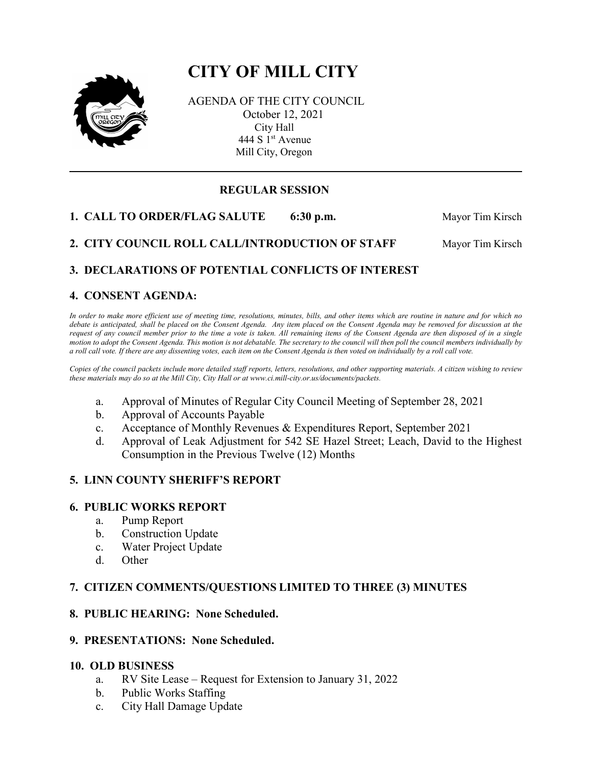# CITY OF MILL CITY

AGENDA OF THE CITY COUNCIL
October 12, 2021
City Hall
444 S 1st Avenue
Mill City, Oregon

---

## REGULAR SESSION

**1. CALL TO ORDER/FLAG SALUTE 6:30 p.m.** Mayor Tim Kirsch

**2. CITY COUNCIL ROLL CALL/INTRODUCTION OF STAFF** Mayor Tim Kirsch

**3. DECLARATIONS OF POTENTIAL CONFLICTS OF INTEREST**

**4. CONSENT AGENDA:**

*In order to make more efficient use of meeting time, resolutions, minutes, bills, and other items which are routine in nature and for which no debate is anticipated, shall be placed on the Consent Agenda. Any item placed on the Consent Agenda may be removed for discussion at the request of any council member prior to the time a vote is taken. All remaining items of the Consent Agenda are then disposed of in a single motion to adopt the Consent Agenda. This motion is not debatable. The secretary to the council will then poll the council members individually by a roll call vote. If there are any dissenting votes, each item on the Consent Agenda is then voted on individually by a roll call vote.*

*Copies of the council packets include more detailed staff reports, letters, resolutions, and other supporting materials. A citizen wishing to review these materials may do so at the Mill City, City Hall or at www.ci.mill-city.or.us/documents/packets.*

a. Approval of Minutes of Regular City Council Meeting of September 28, 2021
b. Approval of Accounts Payable
c. Acceptance of Monthly Revenues & Expenditures Report, September 2021
d. Approval of Leak Adjustment for 542 SE Hazel Street; Leach, David to the Highest Consumption in the Previous Twelve (12) Months

**5. LINN COUNTY SHERIFF'S REPORT**

**6. PUBLIC WORKS REPORT**

a. Pump Report
b. Construction Update
c. Water Project Update
d. Other

**7. CITIZEN COMMENTS/QUESTIONS LIMITED TO THREE (3) MINUTES**

**8. PUBLIC HEARING: None Scheduled.**

**9. PRESENTATIONS: None Scheduled.**

**10. OLD BUSINESS**

a. RV Site Lease – Request for Extension to January 31, 2022
b. Public Works Staffing
c. City Hall Damage Update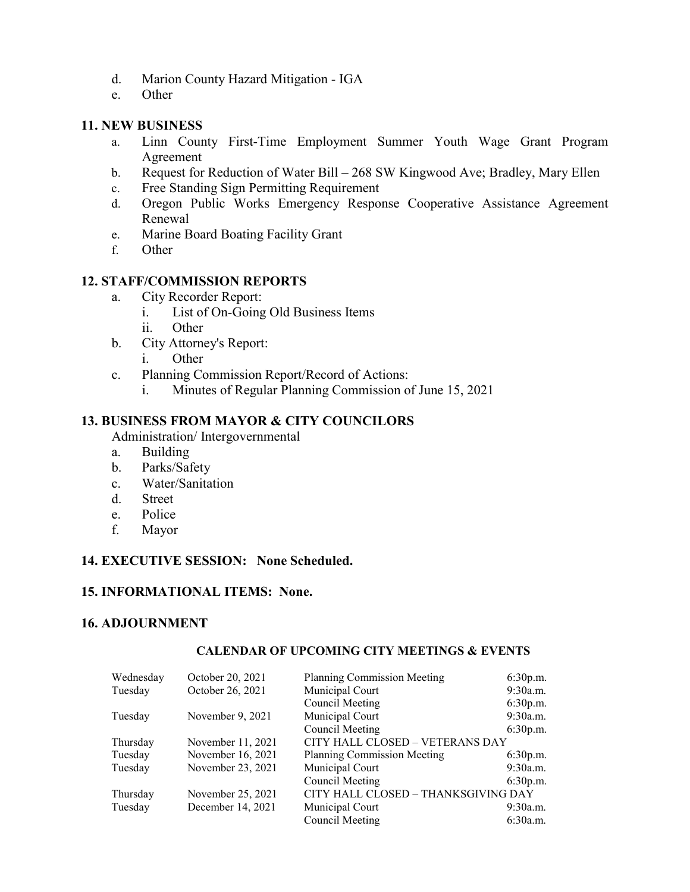d. Marion County Hazard Mitigation - IGA
e. Other

**11. NEW BUSINESS**

a. Linn County First-Time Employment Summer Youth Wage Grant Program Agreement
b. Request for Reduction of Water Bill – 268 SW Kingwood Ave; Bradley, Mary Ellen
c. Free Standing Sign Permitting Requirement
d. Oregon Public Works Emergency Response Cooperative Assistance Agreement Renewal
e. Marine Board Boating Facility Grant
f. Other

**12. STAFF/COMMISSION REPORTS**

a. City Recorder Report:
    i. List of On-Going Old Business Items
    ii. Other
b. City Attorney's Report:
    i. Other
c. Planning Commission Report/Record of Actions:
    i. Minutes of Regular Planning Commission of June 15, 2021

**13. BUSINESS FROM MAYOR & CITY COUNCILORS**

Administration/ Intergovernmental

a. Building
b. Parks/Safety
c. Water/Sanitation
d. Street
e. Police
f. Mayor

**14. EXECUTIVE SESSION: None Scheduled.**

**15. INFORMATIONAL ITEMS: None.**

**16. ADJOURNMENT**

**CALENDAR OF UPCOMING CITY MEETINGS & EVENTS**

| | | | |
|---|---|---|---|
| Wednesday | October 20, 2021 | Planning Commission Meeting | 6:30p.m. |
| Tuesday | October 26, 2021 | Municipal Court | 9:30a.m. |
| | | Council Meeting | 6:30p.m. |
| Tuesday | November 9, 2021 | Municipal Court | 9:30a.m. |
| | | Council Meeting | 6:30p.m. |
| Thursday | November 11, 2021 | CITY HALL CLOSED – VETERANS DAY | |
| Tuesday | November 16, 2021 | Planning Commission Meeting | 6:30p.m. |
| Tuesday | November 23, 2021 | Municipal Court | 9:30a.m. |
| | | Council Meeting | 6:30p.m. |
| Thursday | November 25, 2021 | CITY HALL CLOSED – THANKSGIVING DAY | |
| Tuesday | December 14, 2021 | Municipal Court | 9:30a.m. |
| | | Council Meeting | 6:30a.m. |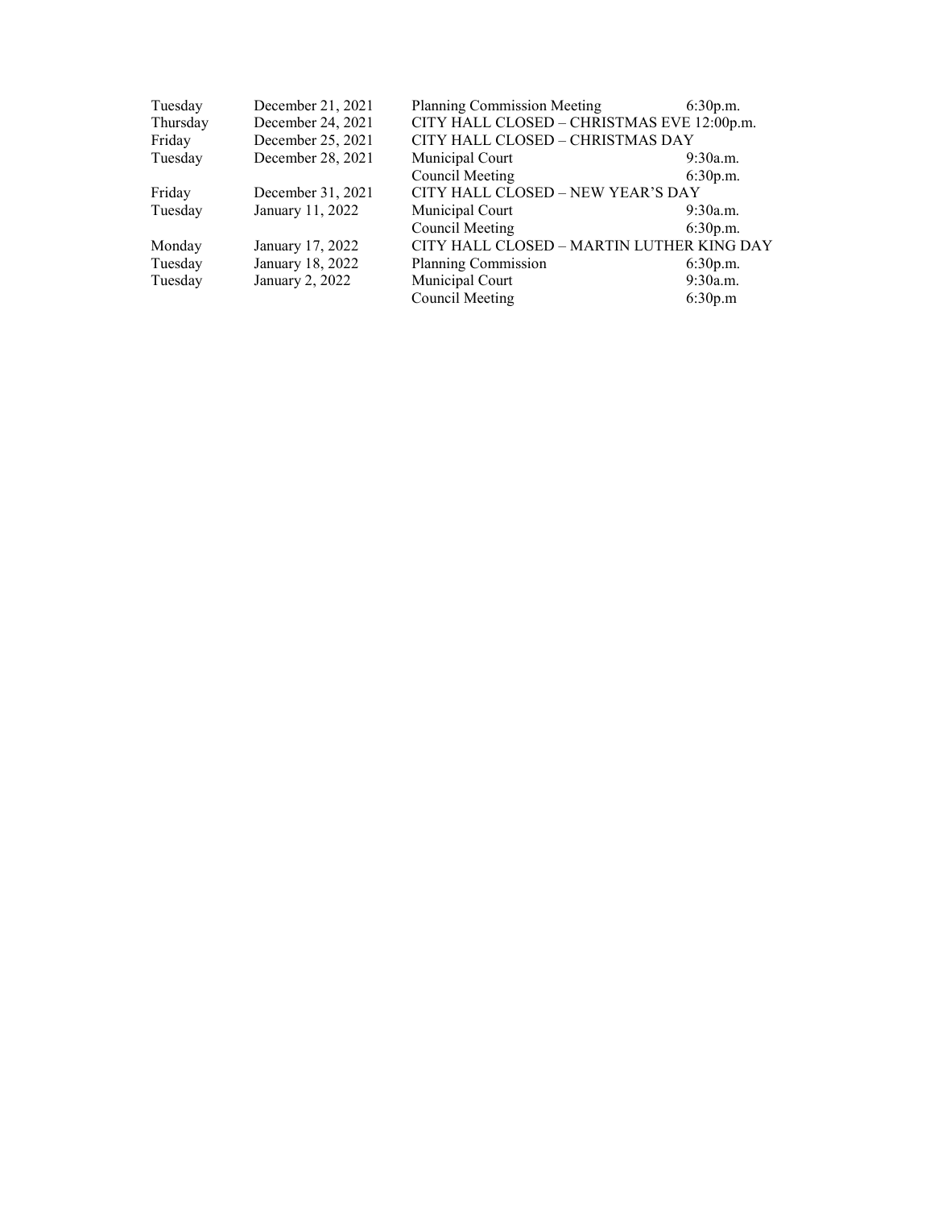| | | | |
|---|---|---|---|
| Tuesday | December 21, 2021 | Planning Commission Meeting | 6:30p.m. |
| Thursday | December 24, 2021 | CITY HALL CLOSED – CHRISTMAS EVE 12:00p.m. | |
| Friday | December 25, 2021 | CITY HALL CLOSED – CHRISTMAS DAY | |
| Tuesday | December 28, 2021 | Municipal Court | 9:30a.m. |
| | | Council Meeting | 6:30p.m. |
| Friday | December 31, 2021 | CITY HALL CLOSED – NEW YEAR'S DAY | |
| Tuesday | January 11, 2022 | Municipal Court | 9:30a.m. |
| | | Council Meeting | 6:30p.m. |
| Monday | January 17, 2022 | CITY HALL CLOSED – MARTIN LUTHER KING DAY | |
| Tuesday | January 18, 2022 | Planning Commission | 6:30p.m. |
| Tuesday | January 2, 2022 | Municipal Court | 9:30a.m. |
| | | Council Meeting | 6:30p.m |